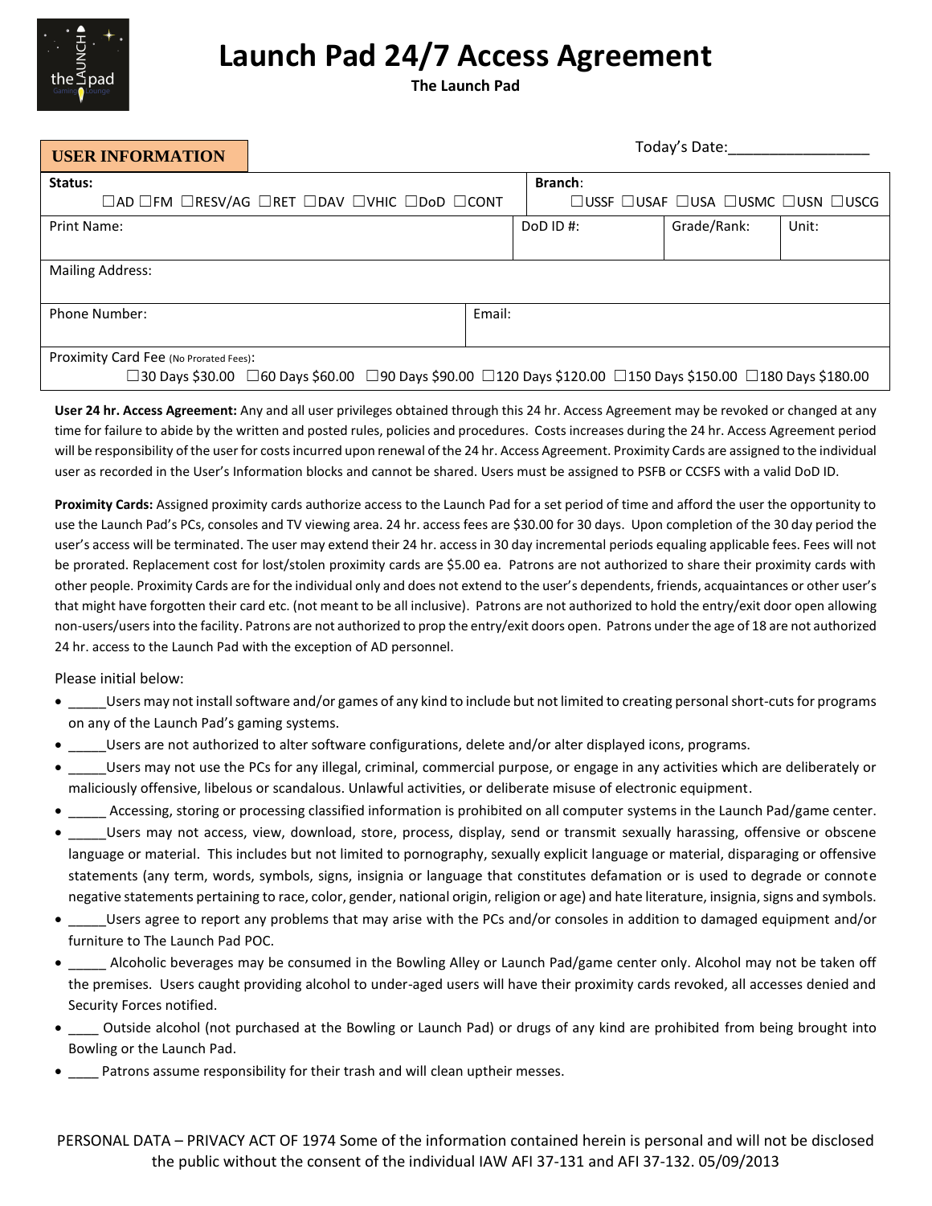# Launch Pad 24/7 Access Agreement

**The Launch Pad**

**USER INFORMATION**

Today's Date:_________________

| **Status:** ☐AD ☐FM ☐RESV/AG ☐RET ☐DAV ☐VHIC ☐DoD ☐CONT | | **Branch**: ☐USSF ☐USAF ☐USA ☐USMC ☐USN ☐USCG | |
|---|---|---|---|
| Print Name: | DoD ID #: | Grade/Rank: | Unit: |
| Mailing Address: | | | |
| Phone Number: | Email: | | |
| Proximity Card Fee (No Prorated Fees): ☐30 Days $30.00 ☐60 Days $60.00 ☐90 Days $90.00 ☐120 Days $120.00 ☐150 Days $150.00 ☐180 Days $180.00 | | | |

**User 24 hr. Access Agreement:** Any and all user privileges obtained through this 24 hr. Access Agreement may be revoked or changed at any time for failure to abide by the written and posted rules, policies and procedures. Costs increases during the 24 hr. Access Agreement period will be responsibility of the user for costs incurred upon renewal of the 24 hr. Access Agreement. Proximity Cards are assigned to the individual user as recorded in the User's Information blocks and cannot be shared. Users must be assigned to PSFB or CCSFS with a valid DoD ID.

**Proximity Cards:** Assigned proximity cards authorize access to the Launch Pad for a set period of time and afford the user the opportunity to use the Launch Pad's PCs, consoles and TV viewing area. 24 hr. access fees are $30.00 for 30 days. Upon completion of the 30 day period the user's access will be terminated. The user may extend their 24 hr. access in 30 day incremental periods equaling applicable fees. Fees will not be prorated. Replacement cost for lost/stolen proximity cards are $5.00 ea. Patrons are not authorized to share their proximity cards with other people. Proximity Cards are for the individual only and does not extend to the user's dependents, friends, acquaintances or other user's that might have forgotten their card etc. (not meant to be all inclusive). Patrons are not authorized to hold the entry/exit door open allowing non-users/users into the facility. Patrons are not authorized to prop the entry/exit doors open. Patrons under the age of 18 are not authorized 24 hr. access to the Launch Pad with the exception of AD personnel.

Please initial below:

- _____Users may not install software and/or games of any kind to include but not limited to creating personal short-cuts for programs on any of the Launch Pad's gaming systems.
- _____Users are not authorized to alter software configurations, delete and/or alter displayed icons, programs.
- _____Users may not use the PCs for any illegal, criminal, commercial purpose, or engage in any activities which are deliberately or maliciously offensive, libelous or scandalous. Unlawful activities, or deliberate misuse of electronic equipment.
- _____ Accessing, storing or processing classified information is prohibited on all computer systems in the Launch Pad/game center.
- _____Users may not access, view, download, store, process, display, send or transmit sexually harassing, offensive or obscene language or material. This includes but not limited to pornography, sexually explicit language or material, disparaging or offensive statements (any term, words, symbols, signs, insignia or language that constitutes defamation or is used to degrade or connote negative statements pertaining to race, color, gender, national origin, religion or age) and hate literature, insignia, signs and symbols.
- _____Users agree to report any problems that may arise with the PCs and/or consoles in addition to damaged equipment and/or furniture to The Launch Pad POC.
- _____ Alcoholic beverages may be consumed in the Bowling Alley or Launch Pad/game center only. Alcohol may not be taken off the premises. Users caught providing alcohol to under-aged users will have their proximity cards revoked, all accesses denied and Security Forces notified.
- ____ Outside alcohol (not purchased at the Bowling or Launch Pad) or drugs of any kind are prohibited from being brought into Bowling or the Launch Pad.
- ____ Patrons assume responsibility for their trash and will clean uptheir messes.

PERSONAL DATA – PRIVACY ACT OF 1974 Some of the information contained herein is personal and will not be disclosed the public without the consent of the individual IAW AFI 37-131 and AFI 37-132. 05/09/2013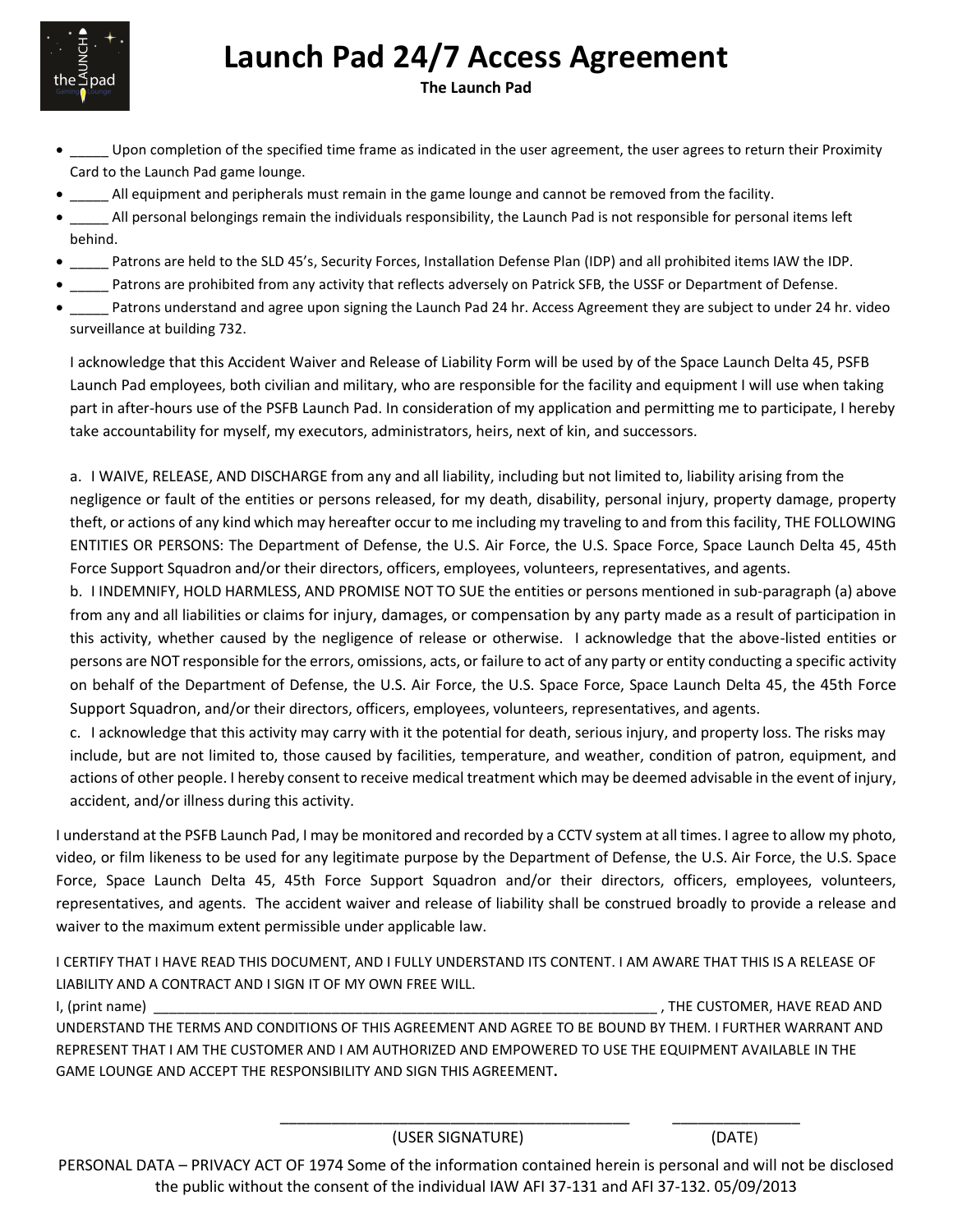# Launch Pad 24/7 Access Agreement

**The Launch Pad**

- _____ Upon completion of the specified time frame as indicated in the user agreement, the user agrees to return their Proximity Card to the Launch Pad game lounge.
- _____ All equipment and peripherals must remain in the game lounge and cannot be removed from the facility.
- _____ All personal belongings remain the individuals responsibility, the Launch Pad is not responsible for personal items left behind.
- _____ Patrons are held to the SLD 45's, Security Forces, Installation Defense Plan (IDP) and all prohibited items IAW the IDP.
- _____ Patrons are prohibited from any activity that reflects adversely on Patrick SFB, the USSF or Department of Defense.
- _____ Patrons understand and agree upon signing the Launch Pad 24 hr. Access Agreement they are subject to under 24 hr. video surveillance at building 732.

I acknowledge that this Accident Waiver and Release of Liability Form will be used by of the Space Launch Delta 45, PSFB Launch Pad employees, both civilian and military, who are responsible for the facility and equipment I will use when taking part in after-hours use of the PSFB Launch Pad. In consideration of my application and permitting me to participate, I hereby take accountability for myself, my executors, administrators, heirs, next of kin, and successors.

a. I WAIVE, RELEASE, AND DISCHARGE from any and all liability, including but not limited to, liability arising from the negligence or fault of the entities or persons released, for my death, disability, personal injury, property damage, property theft, or actions of any kind which may hereafter occur to me including my traveling to and from this facility, THE FOLLOWING ENTITIES OR PERSONS: The Department of Defense, the U.S. Air Force, the U.S. Space Force, Space Launch Delta 45, 45th Force Support Squadron and/or their directors, officers, employees, volunteers, representatives, and agents.

b. I INDEMNIFY, HOLD HARMLESS, AND PROMISE NOT TO SUE the entities or persons mentioned in sub-paragraph (a) above from any and all liabilities or claims for injury, damages, or compensation by any party made as a result of participation in this activity, whether caused by the negligence of release or otherwise. I acknowledge that the above-listed entities or persons are NOT responsible for the errors, omissions, acts, or failure to act of any party or entity conducting a specific activity on behalf of the Department of Defense, the U.S. Air Force, the U.S. Space Force, Space Launch Delta 45, the 45th Force Support Squadron, and/or their directors, officers, employees, volunteers, representatives, and agents.

c. I acknowledge that this activity may carry with it the potential for death, serious injury, and property loss. The risks may include, but are not limited to, those caused by facilities, temperature, and weather, condition of patron, equipment, and actions of other people. I hereby consent to receive medical treatment which may be deemed advisable in the event of injury, accident, and/or illness during this activity.

I understand at the PSFB Launch Pad, I may be monitored and recorded by a CCTV system at all times. I agree to allow my photo, video, or film likeness to be used for any legitimate purpose by the Department of Defense, the U.S. Air Force, the U.S. Space Force, Space Launch Delta 45, 45th Force Support Squadron and/or their directors, officers, employees, volunteers, representatives, and agents. The accident waiver and release of liability shall be construed broadly to provide a release and waiver to the maximum extent permissible under applicable law.

I CERTIFY THAT I HAVE READ THIS DOCUMENT, AND I FULLY UNDERSTAND ITS CONTENT. I AM AWARE THAT THIS IS A RELEASE OF LIABILITY AND A CONTRACT AND I SIGN IT OF MY OWN FREE WILL.

I, (print name) ____________________________________________________________________ , THE CUSTOMER, HAVE READ AND UNDERSTAND THE TERMS AND CONDITIONS OF THIS AGREEMENT AND AGREE TO BE BOUND BY THEM. I FURTHER WARRANT AND REPRESENT THAT I AM THE CUSTOMER AND I AM AUTHORIZED AND EMPOWERED TO USE THE EQUIPMENT AVAILABLE IN THE GAME LOUNGE AND ACCEPT THE RESPONSIBILITY AND SIGN THIS AGREEMENT**.**

_____________________________________________ (USER SIGNATURE)

________________ (DATE)

PERSONAL DATA – PRIVACY ACT OF 1974 Some of the information contained herein is personal and will not be disclosed the public without the consent of the individual IAW AFI 37-131 and AFI 37-132. 05/09/2013